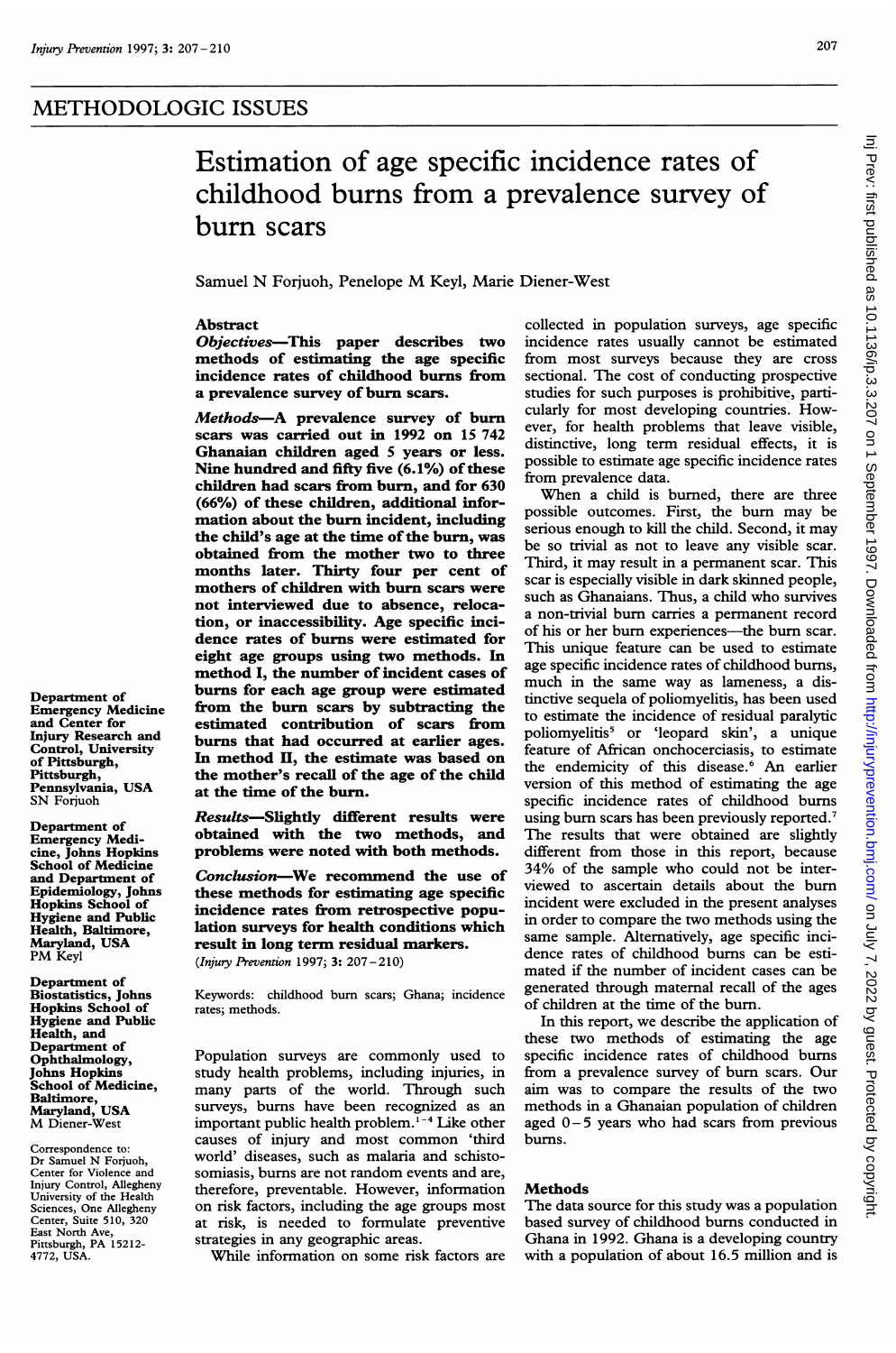METHODOLOGIC ISSUES

# Estimation of age specific incidence rates of childhood burns from a prevalence survey of burn scars

Samuel N Forjuoh, Penelope M Keyl, Marie Diener-West

Department of Emergency Medicine and Center for Injury Research and Control, University of Pittsburgh, Pittsburgh, Pennsylvania, USA
SN Forjuoh

Department of Emergency Medicine, Johns Hopkins School of Medicine and Department of Epidemiology, Johns Hopkins School of Hygiene and Public Health, Baltimore, Maryland, USA
PM Keyl

Department of Biostatistics, Johns Hopkins School of Hygiene and Public Health, and Department of Ophthalmology, Johns Hopkins School of Medicine, Baltimore, Maryland, USA
M Diener-West

Correspondence to:
Dr Samuel N Forjuoh, Center for Violence and Injury Control, Allegheny University of the Health Sciences, One Allegheny Center, Suite 510, 320 East North Ave, Pittsburgh, PA 15212-4772, USA.

## Abstract

**Objectives—This paper describes two methods of estimating the age specific incidence rates of childhood burns from a prevalence survey of burn scars.**

**Methods—A prevalence survey of burn scars was carried out in 1992 on 15 742 Ghanaian children aged 5 years or less. Nine hundred and fifty five (6.1%) of these children had scars from burn, and for 630 (66%) of these children, additional information about the burn incident, including the child's age at the time of the burn, was obtained from the mother two to three months later. Thirty four per cent of mothers of children with burn scars were not interviewed due to absence, relocation, or inaccessibility. Age specific incidence rates of burns were estimated for eight age groups using two methods. In method I, the number of incident cases of burns for each age group were estimated from the burn scars by subtracting the estimated contribution of scars from burns that had occurred at earlier ages. In method II, the estimate was based on the mother's recall of the age of the child at the time of the burn.**

**Results—Slightly different results were obtained with the two methods, and problems were noted with both methods.**

**Conclusion—We recommend the use of these methods for estimating age specific incidence rates from retrospective population surveys for health conditions which result in long term residual markers.**

(*Injury Prevention* 1997; 3: 207–210)

Keywords: childhood burn scars; Ghana; incidence rates; methods.

Population surveys are commonly used to study health problems, including injuries, in many parts of the world. Through such surveys, burns have been recognized as an important public health problem.[1–4] Like other causes of injury and most common 'third world' diseases, such as malaria and schistosomiasis, burns are not random events and are, therefore, preventable. However, information on risk factors, including the age groups most at risk, is needed to formulate preventive strategies in any geographic areas.

While information on some risk factors are collected in population surveys, age specific incidence rates usually cannot be estimated from most surveys because they are cross sectional. The cost of conducting prospective studies for such purposes is prohibitive, particularly for most developing countries. However, for health problems that leave visible, distinctive, long term residual effects, it is possible to estimate age specific incidence rates from prevalence data.

When a child is burned, there are three possible outcomes. First, the burn may be serious enough to kill the child. Second, it may be so trivial as not to leave any visible scar. Third, it may result in a permanent scar. This scar is especially visible in dark skinned people, such as Ghanaians. Thus, a child who survives a non-trivial burn carries a permanent record of his or her burn experiences—the burn scar. This unique feature can be used to estimate age specific incidence rates of childhood burns, much in the same way as lameness, a distinctive sequela of poliomyelitis, has been used to estimate the incidence of residual paralytic poliomyelitis[5] or 'leopard skin', a unique feature of African onchocerciasis, to estimate the endemicity of this disease.[6] An earlier version of this method of estimating the age specific incidence rates of childhood burns using burn scars has been previously reported.[7] The results that were obtained are slightly different from those in this report, because 34% of the sample who could not be interviewed to ascertain details about the burn incident were excluded in the present analyses in order to compare the two methods using the same sample. Alternatively, age specific incidence rates of childhood burns can be estimated if the number of incident cases can be generated through maternal recall of the ages of children at the time of the burn.

In this report, we describe the application of these two methods of estimating the age specific incidence rates of childhood burns from a prevalence survey of burn scars. Our aim was to compare the results of the two methods in a Ghanaian population of children aged 0–5 years who had scars from previous burns.

## Methods

The data source for this study was a population based survey of childhood burns conducted in Ghana in 1992. Ghana is a developing country with a population of about 16.5 million and is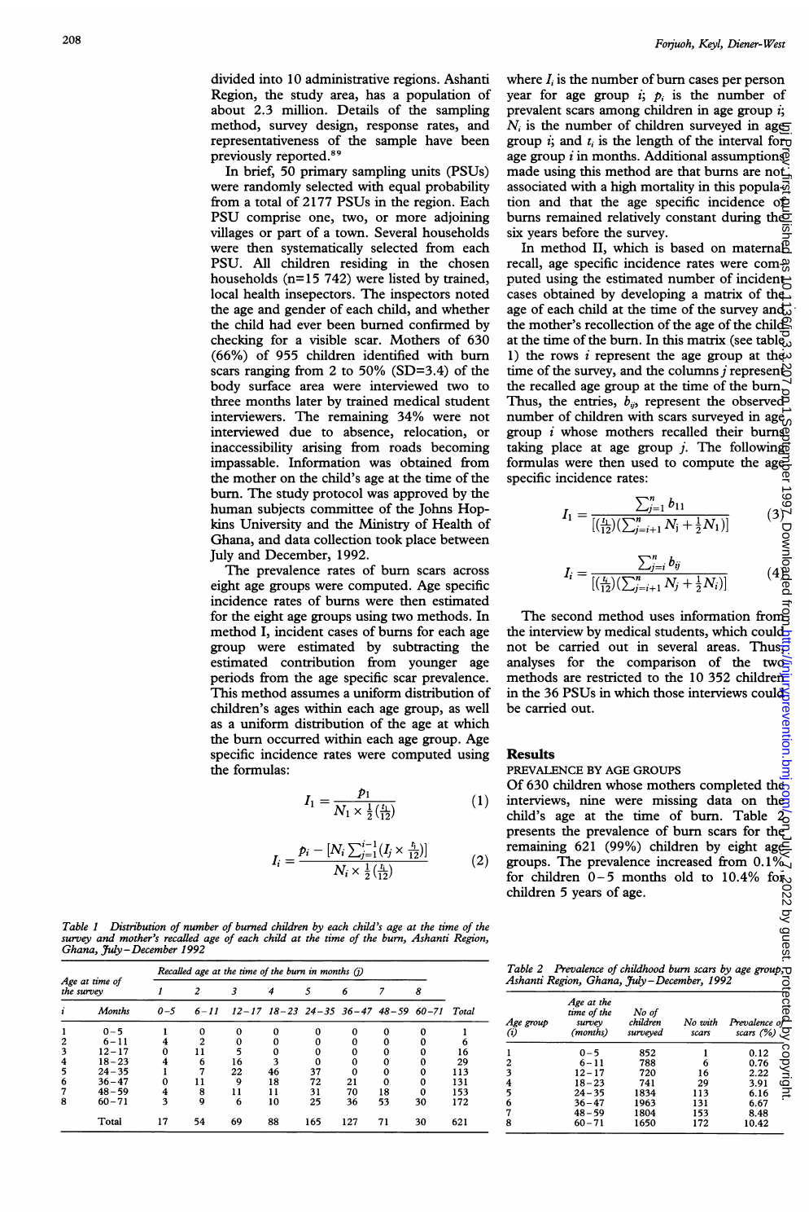divided into 10 administrative regions. Ashanti Region, the study area, has a population of about 2.3 million. Details of the sampling method, survey design, response rates, and representativeness of the sample have been previously reported.[8 9]

In brief, 50 primary sampling units (PSUs) were randomly selected with equal probability from a total of 2177 PSUs in the region. Each PSU comprise one, two, or more adjoining villages or part of a town. Several households were then systematically selected from each PSU. All children residing in the chosen households (n=15 742) were listed by trained, local health inspectors. The inspectors noted the age and gender of each child, and whether the child had ever been burned confirmed by checking for a visible scar. Mothers of 630 (66%) of 955 children identified with burn scars ranging from 2 to 50% (SD=3.4) of the body surface area were interviewed two to three months later by trained medical student interviewers. The remaining 34% were not interviewed due to absence, relocation, or inaccessibility arising from roads becoming impassable. Information was obtained from the mother on the child's age at the time of the burn. The study protocol was approved by the human subjects committee of the Johns Hopkins University and the Ministry of Health of Ghana, and data collection took place between July and December, 1992.

The prevalence rates of burn scars across eight age groups were computed. Age specific incidence rates of burns were then estimated for the eight age groups using two methods. In method I, incident cases of burns for each age group were estimated by subtracting the estimated contribution from younger age periods from the age specific scar prevalence. This method assumes a uniform distribution of children's ages within each age group, as well as a uniform distribution of the age at which the burn occurred within each age group. Age specific incidence rates were computed using the formulas:

$$I_1 = \frac{p_1}{N_1 \times \frac{1}{2}(\frac{t_1}{12})} \quad (1)$$

$$I_i = \frac{p_i - [N_i \sum_{j=1}^{i-1}(I_j \times \frac{t_j}{12})]}{N_i \times \frac{1}{2}(\frac{t_i}{12})} \quad (2)$$

where $I_i$ is the number of burn cases per person year for age group $i$; $p_i$ is the number of prevalent scars among children in age group $i$; $N_i$ is the number of children surveyed in age group $i$; and $t_i$ is the length of the interval for age group $i$ in months. Additional assumptions made using this method are that burns are not associated with a high mortality in this population and that the age specific incidence of burns remained relatively constant during the six years before the survey.

In method II, which is based on maternal recall, age specific incidence rates were computed using the estimated number of incident cases obtained by developing a matrix of the age of each child at the time of the survey and the mother's recollection of the age of the child at the time of the burn. In this matrix (see table 1) the rows $i$ represent the age group at the time of the survey, and the columns $j$ represent the recalled age group at the time of the burn. Thus, the entries, $b_{ij}$, represent the observed number of children with scars surveyed in age group $i$ whose mothers recalled their burns taking place at age group $j$. The following formulas were then used to compute the age specific incidence rates:

$$I_1 = \frac{\sum_{j=1}^{n} b_{11}}{[(\frac{t_1}{12})(\sum_{j=i+1}^{n} N_j + \frac{1}{2}N_1)]} \quad (3)$$

$$I_i = \frac{\sum_{j=i}^{n} b_{ij}}{[(\frac{t_i}{12})(\sum_{j=i+1}^{n} N_j + \frac{1}{2}N_i)]} \quad (4)$$

The second method uses information from the interview by medical students, which could not be carried out in several areas. Thus analyses for the comparison of the two methods are restricted to the 10 352 children in the 36 PSUs in which those interviews could be carried out.

## Results

### PREVALENCE BY AGE GROUPS

Of 630 children whose mothers completed the interviews, nine were missing data on the child's age at the time of burn. Table 2 presents the prevalence of burn scars for the remaining 621 (99%) children by eight age groups. The prevalence increased from 0.1% for children 0–5 months old to 10.4% for children 5 years of age.

*Table 1 Distribution of number of burned children by each child's age at the time of the survey and mother's recalled age of each child at the time of the burn, Ashanti Region, Ghana, July–December 1992*

| Age at time of the survey | | Recalled age at the time of the burn in months (j) | | | | | | | | |
|---|---|---|---|---|---|---|---|---|---|---|
| | | 1 | 2 | 3 | 4 | 5 | 6 | 7 | 8 | |
| i | Months | 0–5 | 6–11 | 12–17 | 18–23 | 24–35 | 36–47 | 48–59 | 60–71 | Total |
| 1 | 0–5 | 1 | 0 | 0 | 0 | 0 | 0 | 0 | 0 | 1 |
| 2 | 6–11 | 4 | 2 | 0 | 0 | 0 | 0 | 0 | 0 | 6 |
| 3 | 12–17 | 0 | 11 | 5 | 0 | 0 | 0 | 0 | 0 | 16 |
| 4 | 18–23 | 4 | 6 | 16 | 3 | 0 | 0 | 0 | 0 | 29 |
| 5 | 24–35 | 1 | 7 | 22 | 46 | 37 | 0 | 0 | 0 | 113 |
| 6 | 36–47 | 0 | 11 | 9 | 18 | 72 | 21 | 0 | 0 | 131 |
| 7 | 48–59 | 4 | 8 | 11 | 11 | 31 | 70 | 18 | 0 | 153 |
| 8 | 60–71 | 3 | 9 | 6 | 10 | 25 | 36 | 53 | 30 | 172 |
| | Total | 17 | 54 | 69 | 88 | 165 | 127 | 71 | 30 | 621 |

*Table 2 Prevalence of childhood burn scars by age group, Ashanti Region, Ghana, July–December, 1992*

| Age group (i) | Age at the time of the survey (months) | No of children surveyed | No with scars | Prevalence of scars (%) |
|---|---|---|---|---|
| 1 | 0–5 | 852 | 1 | 0.12 |
| 2 | 6–11 | 788 | 6 | 0.76 |
| 3 | 12–17 | 720 | 16 | 2.22 |
| 4 | 18–23 | 741 | 29 | 3.91 |
| 5 | 24–35 | 1834 | 113 | 6.16 |
| 6 | 36–47 | 1963 | 131 | 6.67 |
| 7 | 48–59 | 1804 | 153 | 8.48 |
| 8 | 60–71 | 1650 | 172 | 10.42 |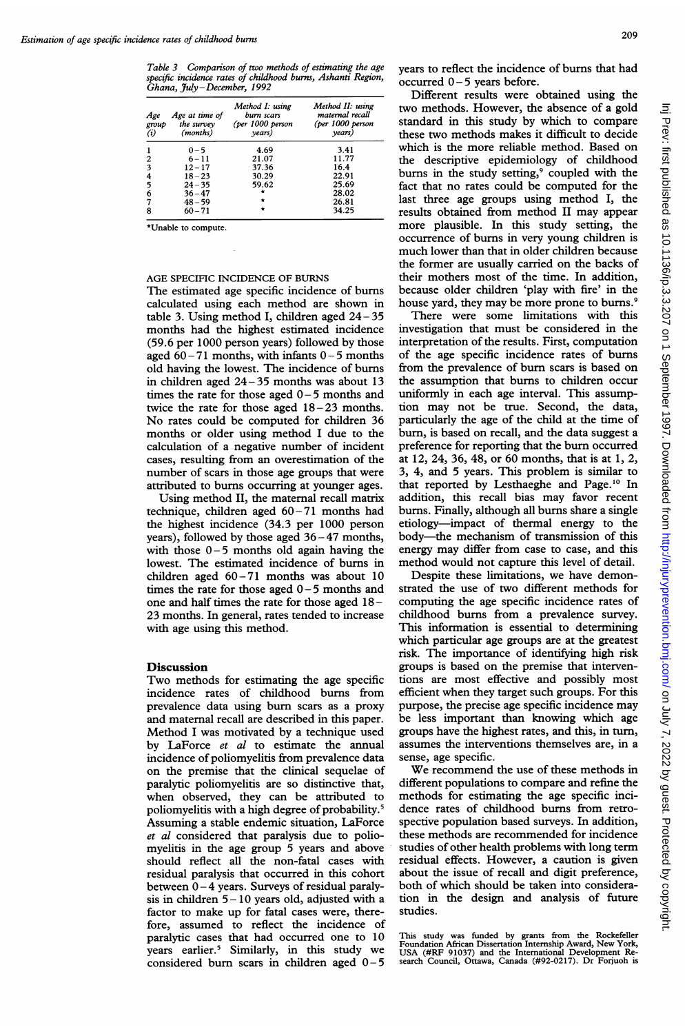Table 3 Comparison of two methods of estimating the age specific incidence rates of childhood burns, Ashanti Region, Ghana, July–December, 1992

| Age group (i) | Age at time of the survey (months) | Method I: using burn scars (per 1000 person years) | Method II: using maternal recall (per 1000 person years) |
|---|---|---|---|
| 1 | 0–5 | 4.69 | 3.41 |
| 2 | 6–11 | 21.07 | 11.77 |
| 3 | 12–17 | 37.36 | 16.4 |
| 4 | 18–23 | 30.29 | 22.91 |
| 5 | 24–35 | 59.62 | 25.69 |
| 6 | 36–47 | * | 28.02 |
| 7 | 48–59 | * | 26.81 |
| 8 | 60–71 | * | 34.25 |

*Unable to compute.

AGE SPECIFIC INCIDENCE OF BURNS

The estimated age specific incidence of burns calculated using each method are shown in table 3. Using method I, children aged 24–35 months had the highest estimated incidence (59.6 per 1000 person years) followed by those aged 60–71 months, with infants 0–5 months old having the lowest. The incidence of burns in children aged 24–35 months was about 13 times the rate for those aged 0–5 months and twice the rate for those aged 18–23 months. No rates could be computed for children 36 months or older using method I due to the calculation of a negative number of incident cases, resulting from an overestimation of the number of scars in those age groups that were attributed to burns occurring at younger ages.

Using method II, the maternal recall matrix technique, children aged 60–71 months had the highest incidence (34.3 per 1000 person years), followed by those aged 36–47 months, with those 0–5 months old again having the lowest. The estimated incidence of burns in children aged 60–71 months was about 10 times the rate for those aged 0–5 months and one and half times the rate for those aged 18–23 months. In general, rates tended to increase with age using this method.

## Discussion

Two methods for estimating the age specific incidence rates of childhood burns from prevalence data using burn scars as a proxy and maternal recall are described in this paper. Method I was motivated by a technique used by LaForce *et al* to estimate the annual incidence of poliomyelitis from prevalence data on the premise that the clinical sequelae of paralytic poliomyelitis are so distinctive that, when observed, they can be attributed to poliomyelitis with a high degree of probability.[5] Assuming a stable endemic situation, LaForce *et al* considered that paralysis due to poliomyelitis in the age group 5 years and above should reflect all the non-fatal cases with residual paralysis that occurred in this cohort between 0–4 years. Surveys of residual paralysis in children 5–10 years old, adjusted with a factor to make up for fatal cases were, therefore, assumed to reflect the incidence of paralytic cases that had occurred one to 10 years earlier.[5] Similarly, in this study we considered burn scars in children aged 0–5 years to reflect the incidence of burns that had occurred 0–5 years before.

Different results were obtained using the two methods. However, the absence of a gold standard in this study by which to compare these two methods makes it difficult to decide which is the more reliable method. Based on the descriptive epidemiology of childhood burns in the study setting,[9] coupled with the fact that no rates could be computed for the last three age groups using method I, the results obtained from method II may appear more plausible. In this study setting, the occurrence of burns in very young children is much lower than that in older children because the former are usually carried on the backs of their mothers most of the time. In addition, because older children 'play with fire' in the house yard, they may be more prone to burns.[9]

There were some limitations with this investigation that must be considered in the interpretation of the results. First, computation of the age specific incidence rates of burns from the prevalence of burn scars is based on the assumption that burns to children occur uniformly in each age interval. This assumption may not be true. Second, the data, particularly the age of the child at the time of burn, is based on recall, and the data suggest a preference for reporting that the burn occurred at 12, 24, 36, 48, or 60 months, that is at 1, 2, 3, 4, and 5 years. This problem is similar to that reported by Lesthaeghe and Page.[10] In addition, this recall bias may favor recent burns. Finally, although all burns share a single etiology—impact of thermal energy to the body—the mechanism of transmission of this energy may differ from case to case, and this method would not capture this level of detail.

Despite these limitations, we have demonstrated the use of two different methods for computing the age specific incidence rates of childhood burns from a prevalence survey. This information is essential to determining which particular age groups are at the greatest risk. The importance of identifying high risk groups is based on the premise that interventions are most effective and possibly most efficient when they target such groups. For this purpose, the precise age specific incidence may be less important than knowing which age groups have the highest rates, and this, in turn, assumes the interventions themselves are, in a sense, age specific.

We recommend the use of these methods in different populations to compare and refine the methods for estimating the age specific incidence rates of childhood burns from retrospective population based surveys. In addition, these methods are recommended for incidence studies of other health problems with long term residual effects. However, a caution is given about the issue of recall and digit preference, both of which should be taken into consideration in the design and analysis of future studies.

This study was funded by grants from the Rockefeller Foundation African Dissertation Internship Award, New York, USA (#RF 91037) and the International Development Research Council, Ottawa, Canada (#92-0217). Dr Forjuoh is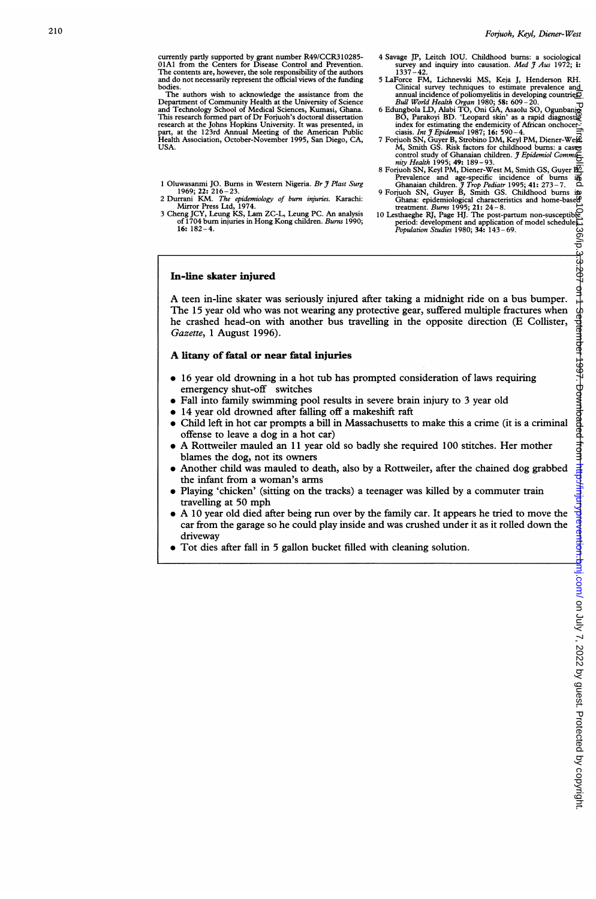currently partly supported by grant number R49/CCR310285-01A1 from the Centers for Disease Control and Prevention. The contents are, however, the sole responsibility of the authors and do not necessarily represent the official views of the funding bodies.

The authors wish to acknowledge the assistance from the Department of Community Health at the University of Science and Technology School of Medical Sciences, Kumasi, Ghana. This research formed part of Dr Forjuoh's doctoral dissertation research at the Johns Hopkins University. It was presented, in part, at the 123rd Annual Meeting of the American Public Health Association, October-November 1995, San Diego, CA, USA.

1 Oluwasanmi JO. Burns in Western Nigeria. *Br J Plast Surg* 1969; **22:** 216–23.
2 Durrani KM. *The epidemiology of burn injuries.* Karachi: Mirror Press Ltd, 1974.
3 Cheng JCY, Leung KS, Lam ZC-L, Leung PC. An analysis of 1704 burn injuries in Hong Kong children. *Burns* 1990; **16:** 182–4.
4 Savage JP, Leitch IOU. Childhood burns: a sociological survey and inquiry into causation. *Med J Aus* 1972; **i:** 1337–42.
5 LaForce FM, Lichnevski MS, Keja J, Henderson RH. Clinical survey techniques to estimate prevalence and annual incidence of poliomyelitis in developing countries. *Bull World Health Organ* 1980; **58:** 609–20.
6 Edungbola LD, Alabi TO, Oni GA, Asaolu SO, Ogunbanjo BO, Parakoyi BD. 'Leopard skin' as a rapid diagnostic index for estimating the endemicity of African onchocerciasis. *Int J Epidemiol* 1987; **16:** 590–4.
7 Forjuoh SN, Guyer B, Strobino DM, Keyl PM, Diener-West M, Smith GS. Risk factors for childhood burns: a case control study of Ghanaian children. *J Epidemiol Community Health* 1995; **49:** 189–93.
8 Forjuoh SN, Keyl PM, Diener-West M, Smith GS, Guyer B. Prevalence and age-specific incidence of burns in Ghanaian children. *J Trop Pediatr* 1995; **41:** 273–7.
9 Forjuoh SN, Guyer B, Smith GS. Childhood burns in Ghana: epidemiological characteristics and home-based treatment. *Burns* 1995; **21:** 24–8.
10 Lesthaeghe RJ, Page HJ. The post-partum non-susceptible period: development and application of model schedules. *Population Studies* 1980; **34:** 143–69.

## In-line skater injured

A teen in-line skater was seriously injured after taking a midnight ride on a bus bumper. The 15 year old who was not wearing any protective gear, suffered multiple fractures when he crashed head-on with another bus travelling in the opposite direction (E Collister, *Gazette*, 1 August 1996).

## A litany of fatal or near fatal injuries

- 16 year old drowning in a hot tub has prompted consideration of laws requiring emergency shut-off switches
- Fall into family swimming pool results in severe brain injury to 3 year old
- 14 year old drowned after falling off a makeshift raft
- Child left in hot car prompts a bill in Massachusetts to make this a crime (it is a criminal offense to leave a dog in a hot car)
- A Rottweiler mauled an 11 year old so badly she required 100 stitches. Her mother blames the dog, not its owners
- Another child was mauled to death, also by a Rottweiler, after the chained dog grabbed the infant from a woman's arms
- Playing 'chicken' (sitting on the tracks) a teenager was killed by a commuter train travelling at 50 mph
- A 10 year old died after being run over by the family car. It appears he tried to move the car from the garage so he could play inside and was crushed under it as it rolled down the driveway
- Tot dies after fall in 5 gallon bucket filled with cleaning solution.